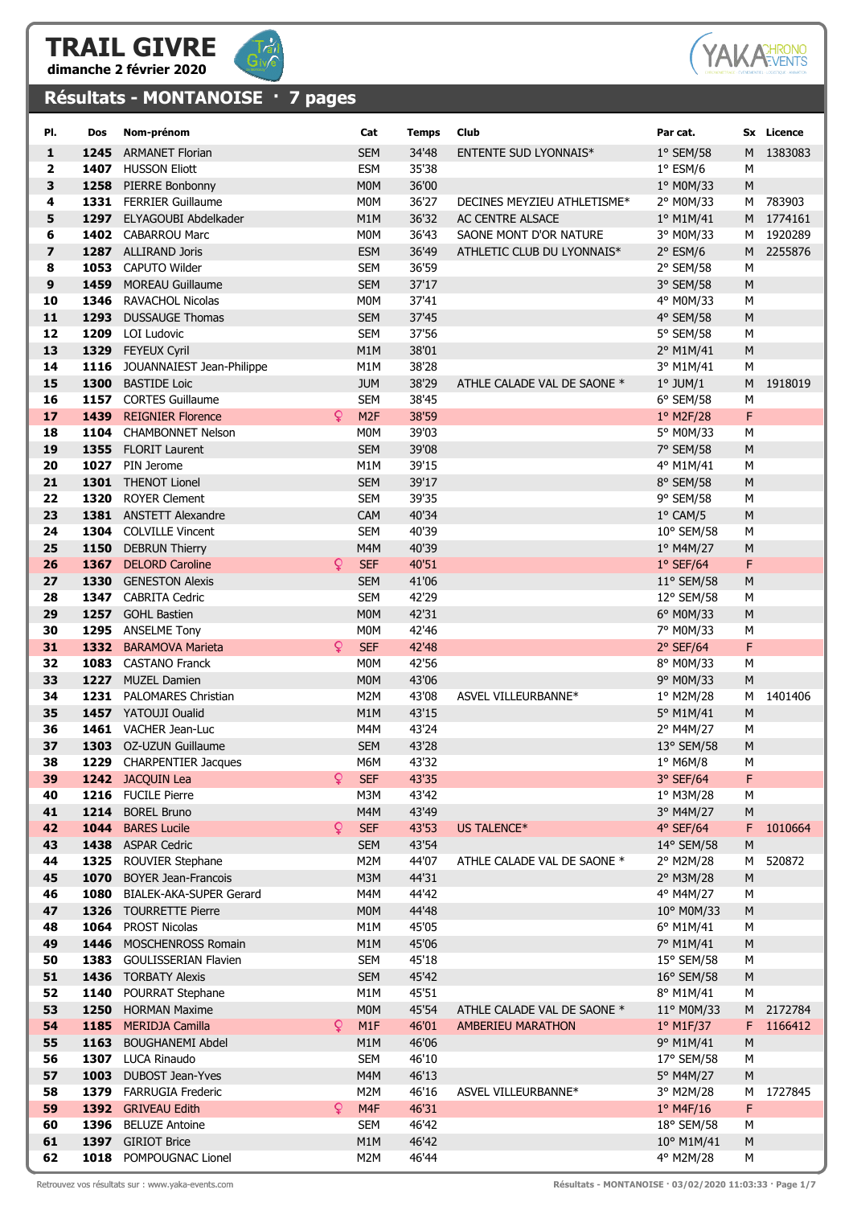# TRAIL GIVRE

**dimanche 2 février 2020**

## Résultats - MONTANOISE · 7 pages

| Pl. | Dos | Nom-prénom | | Cat | Temps | Club | Par cat. | Sx | Licence |
|---|---|---|---|---|---|---|---|---|---|
| 1 | 1245 | ARMANET Florian | | SEM | 34'48 | ENTENTE SUD LYONNAIS* | 1° SEM/58 | M | 1383083 |
| 2 | 1407 | HUSSON Eliott | | ESM | 35'38 | | 1° ESM/6 | M | |
| 3 | 1258 | PIERRE Bonbonny | | M0M | 36'00 | | 1° M0M/33 | M | |
| 4 | 1331 | FERRIER Guillaume | | M0M | 36'27 | DECINES MEYZIEU ATHLETISME* | 2° M0M/33 | M | 783903 |
| 5 | 1297 | ELYAGOUBI Abdelkader | | M1M | 36'32 | AC CENTRE ALSACE | 1° M1M/41 | M | 1774161 |
| 6 | 1402 | CABARROU Marc | | M0M | 36'43 | SAONE MONT D'OR NATURE | 3° M0M/33 | M | 1920289 |
| 7 | 1287 | ALLIRAND Joris | | ESM | 36'49 | ATHLETIC CLUB DU LYONNAIS* | 2° ESM/6 | M | 2255876 |
| 8 | 1053 | CAPUTO Wilder | | SEM | 36'59 | | 2° SEM/58 | M | |
| 9 | 1459 | MOREAU Guillaume | | SEM | 37'17 | | 3° SEM/58 | M | |
| 10 | 1346 | RAVACHOL Nicolas | | M0M | 37'41 | | 4° M0M/33 | M | |
| 11 | 1293 | DUSSAUGE Thomas | | SEM | 37'45 | | 4° SEM/58 | M | |
| 12 | 1209 | LOI Ludovic | | SEM | 37'56 | | 5° SEM/58 | M | |
| 13 | 1329 | FEYEUX Cyril | | M1M | 38'01 | | 2° M1M/41 | M | |
| 14 | 1116 | JOUANNAIEST Jean-Philippe | | M1M | 38'28 | | 3° M1M/41 | M | |
| 15 | 1300 | BASTIDE Loic | | JUM | 38'29 | ATHLE CALADE VAL DE SAONE * | 1° JUM/1 | M | 1918019 |
| 16 | 1157 | CORTES Guillaume | | SEM | 38'45 | | 6° SEM/58 | M | |
| 17 | 1439 | REIGNIER Florence | ♀ | M2F | 38'59 | | 1° M2F/28 | F | |
| 18 | 1104 | CHAMBONNET Nelson | | M0M | 39'03 | | 5° M0M/33 | M | |
| 19 | 1355 | FLORIT Laurent | | SEM | 39'08 | | 7° SEM/58 | M | |
| 20 | 1027 | PIN Jerome | | M1M | 39'15 | | 4° M1M/41 | M | |
| 21 | 1301 | THENOT Lionel | | SEM | 39'17 | | 8° SEM/58 | M | |
| 22 | 1320 | ROYER Clement | | SEM | 39'35 | | 9° SEM/58 | M | |
| 23 | 1381 | ANSTETT Alexandre | | CAM | 40'34 | | 1° CAM/5 | M | |
| 24 | 1304 | COLVILLE Vincent | | SEM | 40'39 | | 10° SEM/58 | M | |
| 25 | 1150 | DEBRUN Thierry | | M4M | 40'39 | | 1° M4M/27 | M | |
| 26 | 1367 | DELORD Caroline | ♀ | SEF | 40'51 | | 1° SEF/64 | F | |
| 27 | 1330 | GENESTON Alexis | | SEM | 41'06 | | 11° SEM/58 | M | |
| 28 | 1347 | CABRITA Cedric | | SEM | 42'29 | | 12° SEM/58 | M | |
| 29 | 1257 | GOHL Bastien | | M0M | 42'31 | | 6° M0M/33 | M | |
| 30 | 1295 | ANSELME Tony | | M0M | 42'46 | | 7° M0M/33 | M | |
| 31 | 1332 | BARAMOVA Marieta | ♀ | SEF | 42'48 | | 2° SEF/64 | F | |
| 32 | 1083 | CASTANO Franck | | M0M | 42'56 | | 8° M0M/33 | M | |
| 33 | 1227 | MUZEL Damien | | M0M | 43'06 | | 9° M0M/33 | M | |
| 34 | 1231 | PALOMARES Christian | | M2M | 43'08 | ASVEL VILLEURBANNE* | 1° M2M/28 | M | 1401406 |
| 35 | 1457 | YATOUJI Oualid | | M1M | 43'15 | | 5° M1M/41 | M | |
| 36 | 1461 | VACHER Jean-Luc | | M4M | 43'24 | | 2° M4M/27 | M | |
| 37 | 1303 | OZ-UZUN Guillaume | | SEM | 43'28 | | 13° SEM/58 | M | |
| 38 | 1229 | CHARPENTIER Jacques | | M6M | 43'32 | | 1° M6M/8 | M | |
| 39 | 1242 | JACQUIN Lea | ♀ | SEF | 43'35 | | 3° SEF/64 | F | |
| 40 | 1216 | FUCILE Pierre | | M3M | 43'42 | | 1° M3M/28 | M | |
| 41 | 1214 | BOREL Bruno | | M4M | 43'49 | | 3° M4M/27 | M | |
| 42 | 1044 | BARES Lucile | ♀ | SEF | 43'53 | US TALENCE* | 4° SEF/64 | F | 1010664 |
| 43 | 1438 | ASPAR Cedric | | SEM | 43'54 | | 14° SEM/58 | M | |
| 44 | 1325 | ROUVIER Stephane | | M2M | 44'07 | ATHLE CALADE VAL DE SAONE * | 2° M2M/28 | M | 520872 |
| 45 | 1070 | BOYER Jean-Francois | | M3M | 44'31 | | 2° M3M/28 | M | |
| 46 | 1080 | BIALEK-AKA-SUPER Gerard | | M4M | 44'42 | | 4° M4M/27 | M | |
| 47 | 1326 | TOURRETTE Pierre | | M0M | 44'48 | | 10° M0M/33 | M | |
| 48 | 1064 | PROST Nicolas | | M1M | 45'05 | | 6° M1M/41 | M | |
| 49 | 1446 | MOSCHENROSS Romain | | M1M | 45'06 | | 7° M1M/41 | M | |
| 50 | 1383 | GOULISSERIAN Flavien | | SEM | 45'18 | | 15° SEM/58 | M | |
| 51 | 1436 | TORBATY Alexis | | SEM | 45'42 | | 16° SEM/58 | M | |
| 52 | 1140 | POURRAT Stephane | | M1M | 45'51 | | 8° M1M/41 | M | |
| 53 | 1250 | HORMAN Maxime | | M0M | 45'54 | ATHLE CALADE VAL DE SAONE * | 11° M0M/33 | M | 2172784 |
| 54 | 1185 | MERIDJA Camilla | ♀ | M1F | 46'01 | AMBERIEU MARATHON | 1° M1F/37 | F | 1166412 |
| 55 | 1163 | BOUGHANEMI Abdel | | M1M | 46'06 | | 9° M1M/41 | M | |
| 56 | 1307 | LUCA Rinaudo | | SEM | 46'10 | | 17° SEM/58 | M | |
| 57 | 1003 | DUBOST Jean-Yves | | M4M | 46'13 | | 5° M4M/27 | M | |
| 58 | 1379 | FARRUGIA Frederic | | M2M | 46'16 | ASVEL VILLEURBANNE* | 3° M2M/28 | M | 1727845 |
| 59 | 1392 | GRIVEAU Edith | ♀ | M4F | 46'31 | | 1° M4F/16 | F | |
| 60 | 1396 | BELUZE Antoine | | SEM | 46'42 | | 18° SEM/58 | M | |
| 61 | 1397 | GIRIOT Brice | | M1M | 46'42 | | 10° M1M/41 | M | |
| 62 | 1018 | POMPOUGNAC Lionel | | M2M | 46'44 | | 4° M2M/28 | M | |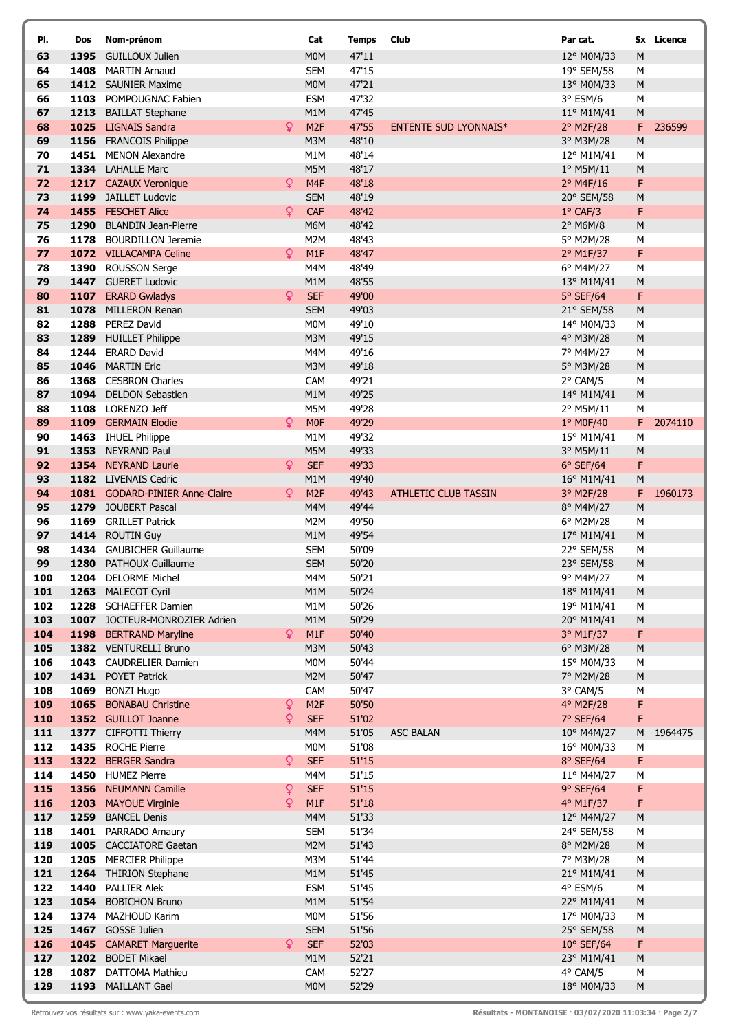| Pl. | Dos | Nom-prénom | | Cat | Temps | Club | Par cat. | Sx | Licence |
|---|---|---|---|---|---|---|---|---|---|
| 63 | 1395 | GUILLOUX Julien | | M0M | 47'11 | | 12° M0M/33 | M | |
| 64 | 1408 | MARTIN Arnaud | | SEM | 47'15 | | 19° SEM/58 | M | |
| 65 | 1412 | SAUNIER Maxime | | M0M | 47'21 | | 13° M0M/33 | M | |
| 66 | 1103 | POMPOUGNAC Fabien | | ESM | 47'32 | | 3° ESM/6 | M | |
| 67 | 1213 | BAILLAT Stephane | | M1M | 47'45 | | 11° M1M/41 | M | |
| 68 | 1025 | LIGNAIS Sandra | ♀ | M2F | 47'55 | ENTENTE SUD LYONNAIS* | 2° M2F/28 | F | 236599 |
| 69 | 1156 | FRANCOIS Philippe | | M3M | 48'10 | | 3° M3M/28 | M | |
| 70 | 1451 | MENON Alexandre | | M1M | 48'14 | | 12° M1M/41 | M | |
| 71 | 1334 | LAHALLE Marc | | M5M | 48'17 | | 1° M5M/11 | M | |
| 72 | 1217 | CAZAUX Veronique | ♀ | M4F | 48'18 | | 2° M4F/16 | F | |
| 73 | 1199 | JAILLET Ludovic | | SEM | 48'19 | | 20° SEM/58 | M | |
| 74 | 1455 | FESCHET Alice | ♀ | CAF | 48'42 | | 1° CAF/3 | F | |
| 75 | 1290 | BLANDIN Jean-Pierre | | M6M | 48'42 | | 2° M6M/8 | M | |
| 76 | 1178 | BOURDILLON Jeremie | | M2M | 48'43 | | 5° M2M/28 | M | |
| 77 | 1072 | VILLACAMPA Celine | ♀ | M1F | 48'47 | | 2° M1F/37 | F | |
| 78 | 1390 | ROUSSON Serge | | M4M | 48'49 | | 6° M4M/27 | M | |
| 79 | 1447 | GUERET Ludovic | | M1M | 48'55 | | 13° M1M/41 | M | |
| 80 | 1107 | ERARD Gwladys | ♀ | SEF | 49'00 | | 5° SEF/64 | F | |
| 81 | 1078 | MILLERON Renan | | SEM | 49'03 | | 21° SEM/58 | M | |
| 82 | 1288 | PEREZ David | | M0M | 49'10 | | 14° M0M/33 | M | |
| 83 | 1289 | HUILLET Philippe | | M3M | 49'15 | | 4° M3M/28 | M | |
| 84 | 1244 | ERARD David | | M4M | 49'16 | | 7° M4M/27 | M | |
| 85 | 1046 | MARTIN Eric | | M3M | 49'18 | | 5° M3M/28 | M | |
| 86 | 1368 | CESBRON Charles | | CAM | 49'21 | | 2° CAM/5 | M | |
| 87 | 1094 | DELDON Sebastien | | M1M | 49'25 | | 14° M1M/41 | M | |
| 88 | 1108 | LORENZO Jeff | | M5M | 49'28 | | 2° M5M/11 | M | |
| 89 | 1109 | GERMAIN Elodie | ♀ | M0F | 49'29 | | 1° M0F/40 | F | 2074110 |
| 90 | 1463 | IHUEL Philippe | | M1M | 49'32 | | 15° M1M/41 | M | |
| 91 | 1353 | NEYRAND Paul | | M5M | 49'33 | | 3° M5M/11 | M | |
| 92 | 1354 | NEYRAND Laurie | ♀ | SEF | 49'33 | | 6° SEF/64 | F | |
| 93 | 1182 | LIVENAIS Cedric | | M1M | 49'40 | | 16° M1M/41 | M | |
| 94 | 1081 | GODARD-PINIER Anne-Claire | ♀ | M2F | 49'43 | ATHLETIC CLUB TASSIN | 3° M2F/28 | F | 1960173 |
| 95 | 1279 | JOUBERT Pascal | | M4M | 49'44 | | 8° M4M/27 | M | |
| 96 | 1169 | GRILLET Patrick | | M2M | 49'50 | | 6° M2M/28 | M | |
| 97 | 1414 | ROUTIN Guy | | M1M | 49'54 | | 17° M1M/41 | M | |
| 98 | 1434 | GAUBICHER Guillaume | | SEM | 50'09 | | 22° SEM/58 | M | |
| 99 | 1280 | PATHOUX Guillaume | | SEM | 50'20 | | 23° SEM/58 | M | |
| 100 | 1204 | DELORME Michel | | M4M | 50'21 | | 9° M4M/27 | M | |
| 101 | 1263 | MALECOT Cyril | | M1M | 50'24 | | 18° M1M/41 | M | |
| 102 | 1228 | SCHAEFFER Damien | | M1M | 50'26 | | 19° M1M/41 | M | |
| 103 | 1007 | JOCTEUR-MONROZIER Adrien | | M1M | 50'29 | | 20° M1M/41 | M | |
| 104 | 1198 | BERTRAND Maryline | ♀ | M1F | 50'40 | | 3° M1F/37 | F | |
| 105 | 1382 | VENTURELLI Bruno | | M3M | 50'43 | | 6° M3M/28 | M | |
| 106 | 1043 | CAUDRELIER Damien | | M0M | 50'44 | | 15° M0M/33 | M | |
| 107 | 1431 | POYET Patrick | | M2M | 50'47 | | 7° M2M/28 | M | |
| 108 | 1069 | BONZI Hugo | | CAM | 50'47 | | 3° CAM/5 | M | |
| 109 | 1065 | BONABAU Christine | ♀ | M2F | 50'50 | | 4° M2F/28 | F | |
| 110 | 1352 | GUILLOT Joanne | ♀ | SEF | 51'02 | | 7° SEF/64 | F | |
| 111 | 1377 | CIFFOTTI Thierry | | M4M | 51'05 | ASC BALAN | 10° M4M/27 | M | 1964475 |
| 112 | 1435 | ROCHE Pierre | | M0M | 51'08 | | 16° M0M/33 | M | |
| 113 | 1322 | BERGER Sandra | ♀ | SEF | 51'15 | | 8° SEF/64 | F | |
| 114 | 1450 | HUMEZ Pierre | | M4M | 51'15 | | 11° M4M/27 | M | |
| 115 | 1356 | NEUMANN Camille | ♀ | SEF | 51'15 | | 9° SEF/64 | F | |
| 116 | 1203 | MAYOUE Virginie | ♀ | M1F | 51'18 | | 4° M1F/37 | F | |
| 117 | 1259 | BANCEL Denis | | M4M | 51'33 | | 12° M4M/27 | M | |
| 118 | 1401 | PARRADO Amaury | | SEM | 51'34 | | 24° SEM/58 | M | |
| 119 | 1005 | CACCIATORE Gaetan | | M2M | 51'43 | | 8° M2M/28 | M | |
| 120 | 1205 | MERCIER Philippe | | M3M | 51'44 | | 7° M3M/28 | M | |
| 121 | 1264 | THIRION Stephane | | M1M | 51'45 | | 21° M1M/41 | M | |
| 122 | 1440 | PALLIER Alek | | ESM | 51'45 | | 4° ESM/6 | M | |
| 123 | 1054 | BOBICHON Bruno | | M1M | 51'54 | | 22° M1M/41 | M | |
| 124 | 1374 | MAZHOUD Karim | | M0M | 51'56 | | 17° M0M/33 | M | |
| 125 | 1467 | GOSSE Julien | | SEM | 51'56 | | 25° SEM/58 | M | |
| 126 | 1045 | CAMARET Marguerite | ♀ | SEF | 52'03 | | 10° SEF/64 | F | |
| 127 | 1202 | BODET Mikael | | M1M | 52'21 | | 23° M1M/41 | M | |
| 128 | 1087 | DATTOMA Mathieu | | CAM | 52'27 | | 4° CAM/5 | M | |
| 129 | 1193 | MAILLANT Gael | | M0M | 52'29 | | 18° M0M/33 | M | |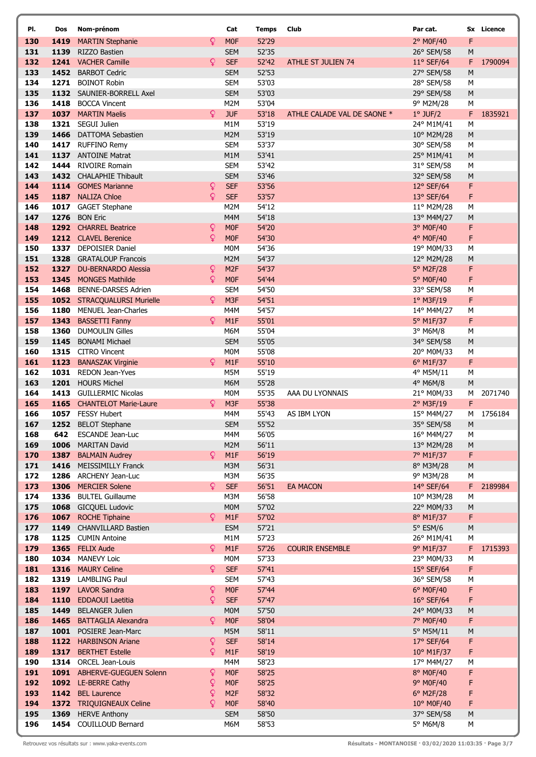| Pl. | Dos | Nom-prénom | | Cat | Temps | Club | Par cat. | Sx | Licence |
|---|---|---|---|---|---|---|---|---|---|
| 130 | 1419 | MARTIN Stephanie | ♀ | M0F | 52'29 | | 2° M0F/40 | F | |
| 131 | 1139 | RIZZO Bastien | | SEM | 52'35 | | 26° SEM/58 | M | |
| 132 | 1241 | VACHER Camille | ♀ | SEF | 52'42 | ATHLE ST JULIEN 74 | 11° SEF/64 | F | 1790094 |
| 133 | 1452 | BARBOT Cedric | | SEM | 52'53 | | 27° SEM/58 | M | |
| 134 | 1271 | BOINOT Robin | | SEM | 53'03 | | 28° SEM/58 | M | |
| 135 | 1132 | SAUNIER-BORRELL Axel | | SEM | 53'03 | | 29° SEM/58 | M | |
| 136 | 1418 | BOCCA Vincent | | M2M | 53'04 | | 9° M2M/28 | M | |
| 137 | 1037 | MARTIN Maelis | ♀ | JUF | 53'18 | ATHLE CALADE VAL DE SAONE * | 1° JUF/2 | F | 1835921 |
| 138 | 1321 | SEGUI Julien | | M1M | 53'19 | | 24° M1M/41 | M | |
| 139 | 1466 | DATTOMA Sebastien | | M2M | 53'19 | | 10° M2M/28 | M | |
| 140 | 1417 | RUFFINO Remy | | SEM | 53'37 | | 30° SEM/58 | M | |
| 141 | 1137 | ANTOINE Matrat | | M1M | 53'41 | | 25° M1M/41 | M | |
| 142 | 1444 | RIVOIRE Romain | | SEM | 53'42 | | 31° SEM/58 | M | |
| 143 | 1432 | CHALAPHIE Thibault | | SEM | 53'46 | | 32° SEM/58 | M | |
| 144 | 1114 | GOMES Marianne | ♀ | SEF | 53'56 | | 12° SEF/64 | F | |
| 145 | 1187 | NALIZA Chloe | ♀ | SEF | 53'57 | | 13° SEF/64 | F | |
| 146 | 1017 | GAGET Stephane | | M2M | 54'12 | | 11° M2M/28 | M | |
| 147 | 1276 | BON Eric | | M4M | 54'18 | | 13° M4M/27 | M | |
| 148 | 1292 | CHARREL Beatrice | ♀ | M0F | 54'20 | | 3° M0F/40 | F | |
| 149 | 1212 | CLAVEL Berenice | ♀ | M0F | 54'30 | | 4° M0F/40 | F | |
| 150 | 1337 | DEPOISIER Daniel | | M0M | 54'36 | | 19° M0M/33 | M | |
| 151 | 1328 | GRATALOUP Francois | | M2M | 54'37 | | 12° M2M/28 | M | |
| 152 | 1327 | DU-BERNARDO Alessia | ♀ | M2F | 54'37 | | 5° M2F/28 | F | |
| 153 | 1345 | MONGES Mathilde | ♀ | M0F | 54'44 | | 5° M0F/40 | F | |
| 154 | 1468 | BENNE-DARSES Adrien | | SEM | 54'50 | | 33° SEM/58 | M | |
| 155 | 1052 | STRACQUALURSI Murielle | ♀ | M3F | 54'51 | | 1° M3F/19 | F | |
| 156 | 1180 | MENUEL Jean-Charles | | M4M | 54'57 | | 14° M4M/27 | M | |
| 157 | 1343 | BASSETTI Fanny | ♀ | M1F | 55'01 | | 5° M1F/37 | F | |
| 158 | 1360 | DUMOULIN Gilles | | M6M | 55'04 | | 3° M6M/8 | M | |
| 159 | 1145 | BONAMI Michael | | SEM | 55'05 | | 34° SEM/58 | M | |
| 160 | 1315 | CITRO Vincent | | M0M | 55'08 | | 20° M0M/33 | M | |
| 161 | 1123 | BANASZAK Virginie | ♀ | M1F | 55'10 | | 6° M1F/37 | F | |
| 162 | 1031 | REDON Jean-Yves | | M5M | 55'19 | | 4° M5M/11 | M | |
| 163 | 1201 | HOURS Michel | | M6M | 55'28 | | 4° M6M/8 | M | |
| 164 | 1413 | GUILLERMIC Nicolas | | M0M | 55'35 | AAA DU LYONNAIS | 21° M0M/33 | M | 2071740 |
| 165 | 1165 | CHANTELOT Marie-Laure | ♀ | M3F | 55'38 | | 2° M3F/19 | F | |
| 166 | 1057 | FESSY Hubert | | M4M | 55'43 | AS IBM LYON | 15° M4M/27 | M | 1756184 |
| 167 | 1252 | BELOT Stephane | | SEM | 55'52 | | 35° SEM/58 | M | |
| 168 | 642 | ESCANDE Jean-Luc | | M4M | 56'05 | | 16° M4M/27 | M | |
| 169 | 1006 | MARITAN David | | M2M | 56'11 | | 13° M2M/28 | M | |
| 170 | 1387 | BALMAIN Audrey | ♀ | M1F | 56'19 | | 7° M1F/37 | F | |
| 171 | 1416 | MEISSIMILLY Franck | | M3M | 56'31 | | 8° M3M/28 | M | |
| 172 | 1286 | ARCHENY Jean-Luc | | M3M | 56'35 | | 9° M3M/28 | M | |
| 173 | 1306 | MERCIER Solene | ♀ | SEF | 56'51 | EA MACON | 14° SEF/64 | F | 2189984 |
| 174 | 1336 | BULTEL Guillaume | | M3M | 56'58 | | 10° M3M/28 | M | |
| 175 | 1068 | GICQUEL Ludovic | | M0M | 57'02 | | 22° M0M/33 | M | |
| 176 | 1067 | ROCHE Tiphaine | ♀ | M1F | 57'02 | | 8° M1F/37 | F | |
| 177 | 1149 | CHANVILLARD Bastien | | ESM | 57'21 | | 5° ESM/6 | M | |
| 178 | 1125 | CUMIN Antoine | | M1M | 57'23 | | 26° M1M/41 | M | |
| 179 | 1365 | FELIX Aude | ♀ | M1F | 57'26 | COURIR ENSEMBLE | 9° M1F/37 | F | 1715393 |
| 180 | 1034 | MANEVY Loic | | M0M | 57'33 | | 23° M0M/33 | M | |
| 181 | 1316 | MAURY Celine | ♀ | SEF | 57'41 | | 15° SEF/64 | F | |
| 182 | 1319 | LAMBLING Paul | | SEM | 57'43 | | 36° SEM/58 | M | |
| 183 | 1197 | LAVOR Sandra | ♀ | M0F | 57'44 | | 6° M0F/40 | F | |
| 184 | 1110 | EDDAOUI Laetitia | ♀ | SEF | 57'47 | | 16° SEF/64 | F | |
| 185 | 1449 | BELANGER Julien | | M0M | 57'50 | | 24° M0M/33 | M | |
| 186 | 1465 | BATTAGLIA Alexandra | ♀ | M0F | 58'04 | | 7° M0F/40 | F | |
| 187 | 1001 | POSIERE Jean-Marc | | M5M | 58'11 | | 5° M5M/11 | M | |
| 188 | 1122 | HARBINSON Ariane | ♀ | SEF | 58'14 | | 17° SEF/64 | F | |
| 189 | 1317 | BERTHET Estelle | ♀ | M1F | 58'19 | | 10° M1F/37 | F | |
| 190 | 1314 | ORCEL Jean-Louis | | M4M | 58'23 | | 17° M4M/27 | M | |
| 191 | 1091 | ABHERVE-GUEGUEN Solenn | ♀ | M0F | 58'25 | | 8° M0F/40 | F | |
| 192 | 1092 | LE-BERRE Cathy | ♀ | M0F | 58'25 | | 9° M0F/40 | F | |
| 193 | 1142 | BEL Laurence | ♀ | M2F | 58'32 | | 6° M2F/28 | F | |
| 194 | 1372 | TRIQUIGNEAUX Celine | ♀ | M0F | 58'40 | | 10° M0F/40 | F | |
| 195 | 1369 | HERVE Anthony | | SEM | 58'50 | | 37° SEM/58 | M | |
| 196 | 1454 | COUILLOUD Bernard | | M6M | 58'53 | | 5° M6M/8 | M | |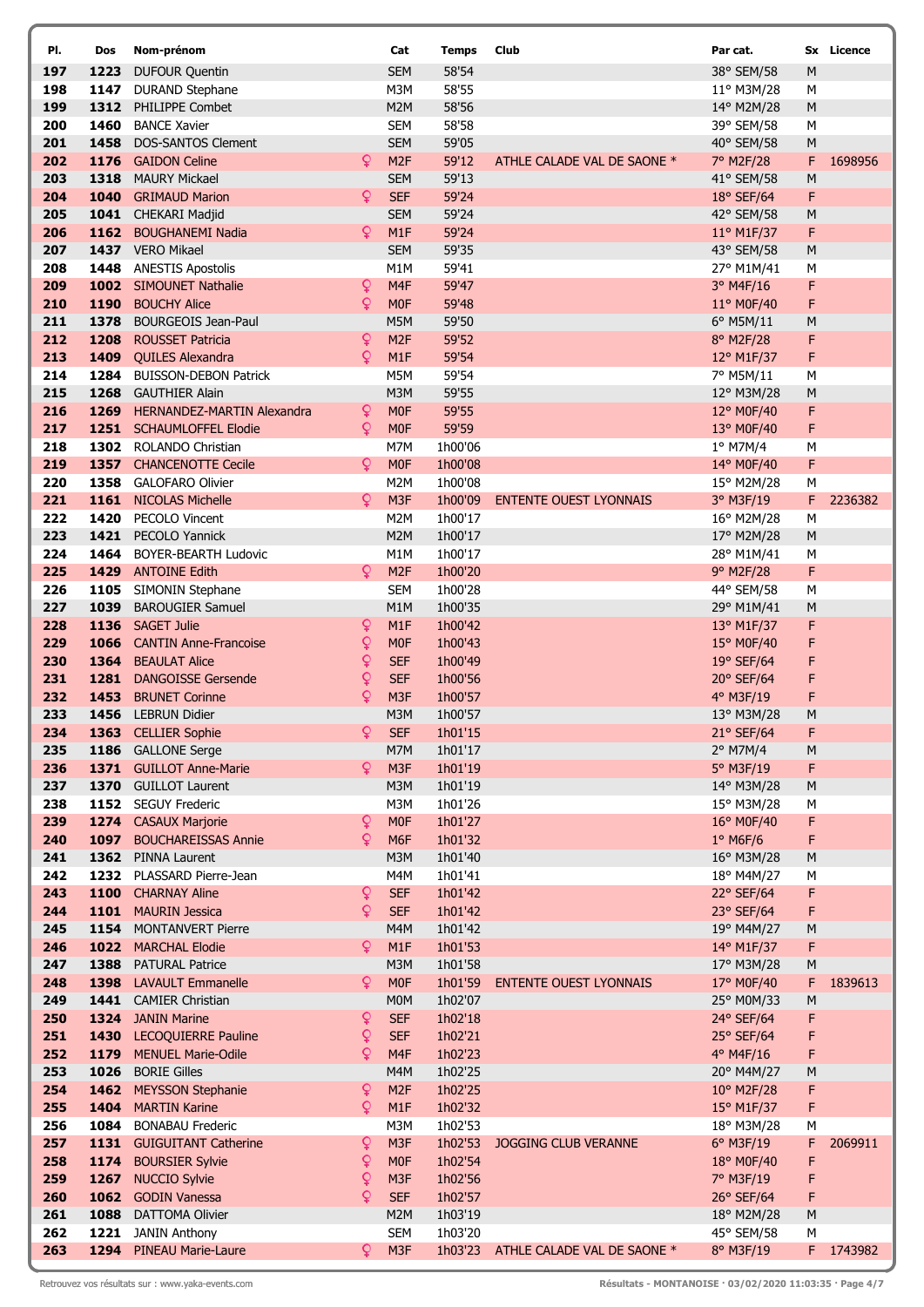| Pl. | Dos | Nom-prénom | | Cat | Temps | Club | Par cat. | Sx | Licence |
|---|---|---|---|---|---|---|---|---|---|
| 197 | 1223 | DUFOUR Quentin | | SEM | 58'54 | | 38° SEM/58 | M | |
| 198 | 1147 | DURAND Stephane | | M3M | 58'55 | | 11° M3M/28 | M | |
| 199 | 1312 | PHILIPPE Combet | | M2M | 58'56 | | 14° M2M/28 | M | |
| 200 | 1460 | BANCE Xavier | | SEM | 58'58 | | 39° SEM/58 | M | |
| 201 | 1458 | DOS-SANTOS Clement | | SEM | 59'05 | | 40° SEM/58 | M | |
| 202 | 1176 | GAIDON Celine | ♀ | M2F | 59'12 | ATHLE CALADE VAL DE SAONE * | 7° M2F/28 | F | 1698956 |
| 203 | 1318 | MAURY Mickael | | SEM | 59'13 | | 41° SEM/58 | M | |
| 204 | 1040 | GRIMAUD Marion | ♀ | SEF | 59'24 | | 18° SEF/64 | F | |
| 205 | 1041 | CHEKARI Madjid | | SEM | 59'24 | | 42° SEM/58 | M | |
| 206 | 1162 | BOUGHANEMI Nadia | ♀ | M1F | 59'24 | | 11° M1F/37 | F | |
| 207 | 1437 | VERO Mikael | | SEM | 59'35 | | 43° SEM/58 | M | |
| 208 | 1448 | ANESTIS Apostolis | | M1M | 59'41 | | 27° M1M/41 | M | |
| 209 | 1002 | SIMOUNET Nathalie | ♀ | M4F | 59'47 | | 3° M4F/16 | F | |
| 210 | 1190 | BOUCHY Alice | ♀ | M0F | 59'48 | | 11° M0F/40 | F | |
| 211 | 1378 | BOURGEOIS Jean-Paul | | M5M | 59'50 | | 6° M5M/11 | M | |
| 212 | 1208 | ROUSSET Patricia | ♀ | M2F | 59'52 | | 8° M2F/28 | F | |
| 213 | 1409 | QUILES Alexandra | ♀ | M1F | 59'54 | | 12° M1F/37 | F | |
| 214 | 1284 | BUISSON-DEBON Patrick | | M5M | 59'54 | | 7° M5M/11 | M | |
| 215 | 1268 | GAUTHIER Alain | | M3M | 59'55 | | 12° M3M/28 | M | |
| 216 | 1269 | HERNANDEZ-MARTIN Alexandra | ♀ | M0F | 59'55 | | 12° M0F/40 | F | |
| 217 | 1251 | SCHAUMLOFFEL Elodie | ♀ | M0F | 59'59 | | 13° M0F/40 | F | |
| 218 | 1302 | ROLANDO Christian | | M7M | 1h00'06 | | 1° M7M/4 | M | |
| 219 | 1357 | CHANCENOTTE Cecile | ♀ | M0F | 1h00'08 | | 14° M0F/40 | F | |
| 220 | 1358 | GALOFARO Olivier | | M2M | 1h00'08 | | 15° M2M/28 | M | |
| 221 | 1161 | NICOLAS Michelle | ♀ | M3F | 1h00'09 | ENTENTE OUEST LYONNAIS | 3° M3F/19 | F | 2236382 |
| 222 | 1420 | PECOLO Vincent | | M2M | 1h00'17 | | 16° M2M/28 | M | |
| 223 | 1421 | PECOLO Yannick | | M2M | 1h00'17 | | 17° M2M/28 | M | |
| 224 | 1464 | BOYER-BEARTH Ludovic | | M1M | 1h00'17 | | 28° M1M/41 | M | |
| 225 | 1429 | ANTOINE Edith | ♀ | M2F | 1h00'20 | | 9° M2F/28 | F | |
| 226 | 1105 | SIMONIN Stephane | | SEM | 1h00'28 | | 44° SEM/58 | M | |
| 227 | 1039 | BAROUGIER Samuel | | M1M | 1h00'35 | | 29° M1M/41 | M | |
| 228 | 1136 | SAGET Julie | ♀ | M1F | 1h00'42 | | 13° M1F/37 | F | |
| 229 | 1066 | CANTIN Anne-Francoise | ♀ | M0F | 1h00'43 | | 15° M0F/40 | F | |
| 230 | 1364 | BEAULAT Alice | ♀ | SEF | 1h00'49 | | 19° SEF/64 | F | |
| 231 | 1281 | DANGOISSE Gersende | ♀ | SEF | 1h00'56 | | 20° SEF/64 | F | |
| 232 | 1453 | BRUNET Corinne | ♀ | M3F | 1h00'57 | | 4° M3F/19 | F | |
| 233 | 1456 | LEBRUN Didier | | M3M | 1h00'57 | | 13° M3M/28 | M | |
| 234 | 1363 | CELLIER Sophie | ♀ | SEF | 1h01'15 | | 21° SEF/64 | F | |
| 235 | 1186 | GALLONE Serge | | M7M | 1h01'17 | | 2° M7M/4 | M | |
| 236 | 1371 | GUILLOT Anne-Marie | ♀ | M3F | 1h01'19 | | 5° M3F/19 | F | |
| 237 | 1370 | GUILLOT Laurent | | M3M | 1h01'19 | | 14° M3M/28 | M | |
| 238 | 1152 | SEGUY Frederic | | M3M | 1h01'26 | | 15° M3M/28 | M | |
| 239 | 1274 | CASAUX Marjorie | ♀ | M0F | 1h01'27 | | 16° M0F/40 | F | |
| 240 | 1097 | BOUCHAREISSAS Annie | ♀ | M6F | 1h01'32 | | 1° M6F/6 | F | |
| 241 | 1362 | PINNA Laurent | | M3M | 1h01'40 | | 16° M3M/28 | M | |
| 242 | 1232 | PLASSARD Pierre-Jean | | M4M | 1h01'41 | | 18° M4M/27 | M | |
| 243 | 1100 | CHARNAY Aline | ♀ | SEF | 1h01'42 | | 22° SEF/64 | F | |
| 244 | 1101 | MAURIN Jessica | ♀ | SEF | 1h01'42 | | 23° SEF/64 | F | |
| 245 | 1154 | MONTANVERT Pierre | | M4M | 1h01'42 | | 19° M4M/27 | M | |
| 246 | 1022 | MARCHAL Elodie | ♀ | M1F | 1h01'53 | | 14° M1F/37 | F | |
| 247 | 1388 | PATURAL Patrice | | M3M | 1h01'58 | | 17° M3M/28 | M | |
| 248 | 1398 | LAVAULT Emmanelle | ♀ | M0F | 1h01'59 | ENTENTE OUEST LYONNAIS | 17° M0F/40 | F | 1839613 |
| 249 | 1441 | CAMIER Christian | | M0M | 1h02'07 | | 25° M0M/33 | M | |
| 250 | 1324 | JANIN Marine | ♀ | SEF | 1h02'18 | | 24° SEF/64 | F | |
| 251 | 1430 | LECOQUIERRE Pauline | ♀ | SEF | 1h02'21 | | 25° SEF/64 | F | |
| 252 | 1179 | MENUEL Marie-Odile | ♀ | M4F | 1h02'23 | | 4° M4F/16 | F | |
| 253 | 1026 | BORIE Gilles | | M4M | 1h02'25 | | 20° M4M/27 | M | |
| 254 | 1462 | MEYSSON Stephanie | ♀ | M2F | 1h02'25 | | 10° M2F/28 | F | |
| 255 | 1404 | MARTIN Karine | ♀ | M1F | 1h02'32 | | 15° M1F/37 | F | |
| 256 | 1084 | BONABAU Frederic | | M3M | 1h02'53 | | 18° M3M/28 | M | |
| 257 | 1131 | GUIGUITANT Catherine | ♀ | M3F | 1h02'53 | JOGGING CLUB VERANNE | 6° M3F/19 | F | 2069911 |
| 258 | 1174 | BOURSIER Sylvie | ♀ | M0F | 1h02'54 | | 18° M0F/40 | F | |
| 259 | 1267 | NUCCIO Sylvie | ♀ | M3F | 1h02'56 | | 7° M3F/19 | F | |
| 260 | 1062 | GODIN Vanessa | ♀ | SEF | 1h02'57 | | 26° SEF/64 | F | |
| 261 | 1088 | DATTOMA Olivier | | M2M | 1h03'19 | | 18° M2M/28 | M | |
| 262 | 1221 | JANIN Anthony | | SEM | 1h03'20 | | 45° SEM/58 | M | |
| 263 | 1294 | PINEAU Marie-Laure | ♀ | M3F | 1h03'23 | ATHLE CALADE VAL DE SAONE * | 8° M3F/19 | F | 1743982 |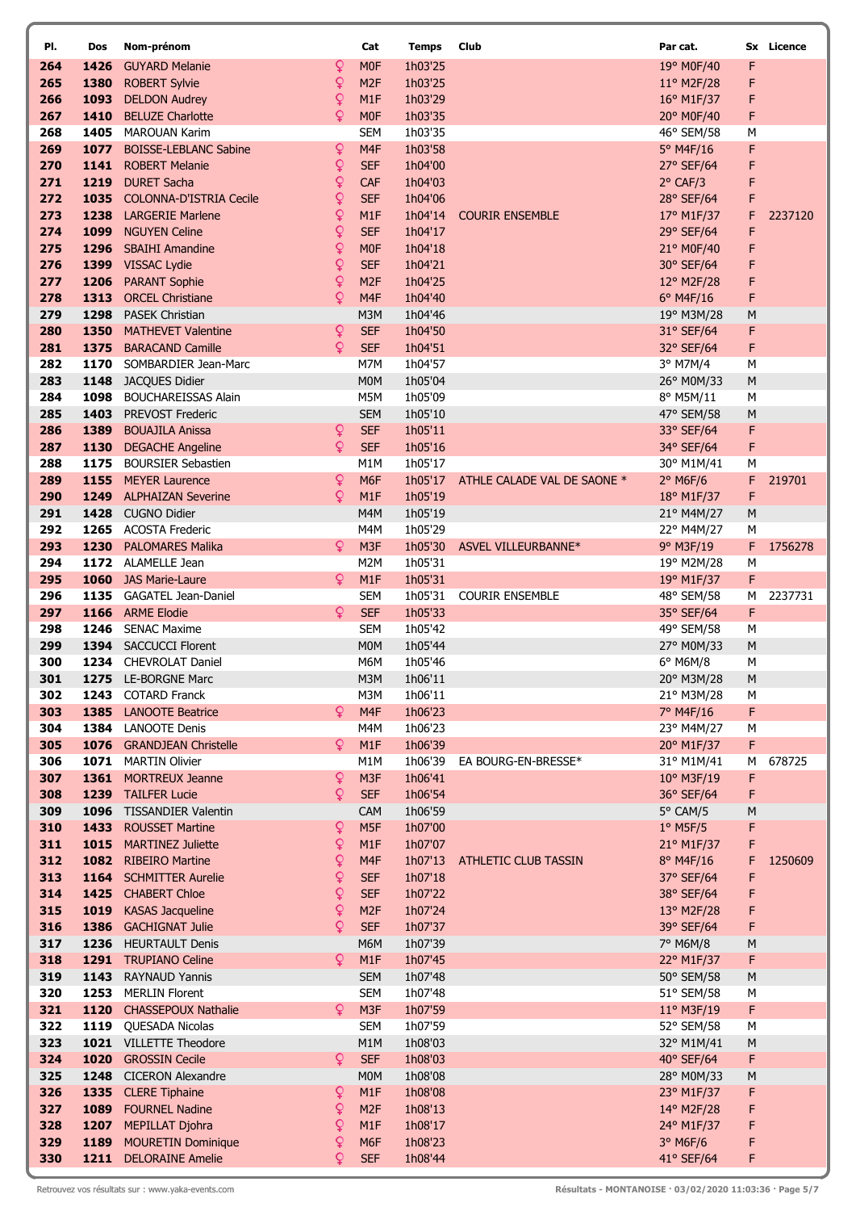| Pl. | Dos | Nom-prénom | | Cat | Temps | Club | Par cat. | Sx | Licence |
|---|---|---|---|---|---|---|---|---|---|
| 264 | 1426 | GUYARD Melanie | ♀ | M0F | 1h03'25 | | 19° M0F/40 | F | |
| 265 | 1380 | ROBERT Sylvie | ♀ | M2F | 1h03'25 | | 11° M2F/28 | F | |
| 266 | 1093 | DELDON Audrey | ♀ | M1F | 1h03'29 | | 16° M1F/37 | F | |
| 267 | 1410 | BELUZE Charlotte | ♀ | M0F | 1h03'35 | | 20° M0F/40 | F | |
| 268 | 1405 | MAROUAN Karim | | SEM | 1h03'35 | | 46° SEM/58 | M | |
| 269 | 1077 | BOISSE-LEBLANC Sabine | ♀ | M4F | 1h03'58 | | 5° M4F/16 | F | |
| 270 | 1141 | ROBERT Melanie | ♀ | SEF | 1h04'00 | | 27° SEF/64 | F | |
| 271 | 1219 | DURET Sacha | ♀ | CAF | 1h04'03 | | 2° CAF/3 | F | |
| 272 | 1035 | COLONNA-D'ISTRIA Cecile | ♀ | SEF | 1h04'06 | | 28° SEF/64 | F | |
| 273 | 1238 | LARGERIE Marlene | ♀ | M1F | 1h04'14 | COURIR ENSEMBLE | 17° M1F/37 | F | 2237120 |
| 274 | 1099 | NGUYEN Celine | ♀ | SEF | 1h04'17 | | 29° SEF/64 | F | |
| 275 | 1296 | SBAIHI Amandine | ♀ | M0F | 1h04'18 | | 21° M0F/40 | F | |
| 276 | 1399 | VISSAC Lydie | ♀ | SEF | 1h04'21 | | 30° SEF/64 | F | |
| 277 | 1206 | PARANT Sophie | ♀ | M2F | 1h04'25 | | 12° M2F/28 | F | |
| 278 | 1313 | ORCEL Christiane | ♀ | M4F | 1h04'40 | | 6° M4F/16 | F | |
| 279 | 1298 | PASEK Christian | | M3M | 1h04'46 | | 19° M3M/28 | M | |
| 280 | 1350 | MATHEVET Valentine | ♀ | SEF | 1h04'50 | | 31° SEF/64 | F | |
| 281 | 1375 | BARACAND Camille | ♀ | SEF | 1h04'51 | | 32° SEF/64 | F | |
| 282 | 1170 | SOMBARDIER Jean-Marc | | M7M | 1h04'57 | | 3° M7M/4 | M | |
| 283 | 1148 | JACQUES Didier | | M0M | 1h05'04 | | 26° M0M/33 | M | |
| 284 | 1098 | BOUCHAREISSAS Alain | | M5M | 1h05'09 | | 8° M5M/11 | M | |
| 285 | 1403 | PREVOST Frederic | | SEM | 1h05'10 | | 47° SEM/58 | M | |
| 286 | 1389 | BOUAJILA Anissa | ♀ | SEF | 1h05'11 | | 33° SEF/64 | F | |
| 287 | 1130 | DEGACHE Angeline | ♀ | SEF | 1h05'16 | | 34° SEF/64 | F | |
| 288 | 1175 | BOURSIER Sebastien | | M1M | 1h05'17 | | 30° M1M/41 | M | |
| 289 | 1155 | MEYER Laurence | ♀ | M6F | 1h05'17 | ATHLE CALADE VAL DE SAONE * | 2° M6F/6 | F | 219701 |
| 290 | 1249 | ALPHAIZAN Severine | ♀ | M1F | 1h05'19 | | 18° M1F/37 | F | |
| 291 | 1428 | CUGNO Didier | | M4M | 1h05'19 | | 21° M4M/27 | M | |
| 292 | 1265 | ACOSTA Frederic | | M4M | 1h05'29 | | 22° M4M/27 | M | |
| 293 | 1230 | PALOMARES Malika | ♀ | M3F | 1h05'30 | ASVEL VILLEURBANNE* | 9° M3F/19 | F | 1756278 |
| 294 | 1172 | ALAMELLE Jean | | M2M | 1h05'31 | | 19° M2M/28 | M | |
| 295 | 1060 | JAS Marie-Laure | ♀ | M1F | 1h05'31 | | 19° M1F/37 | F | |
| 296 | 1135 | GAGATEL Jean-Daniel | | SEM | 1h05'31 | COURIR ENSEMBLE | 48° SEM/58 | M | 2237731 |
| 297 | 1166 | ARME Elodie | ♀ | SEF | 1h05'33 | | 35° SEF/64 | F | |
| 298 | 1246 | SENAC Maxime | | SEM | 1h05'42 | | 49° SEM/58 | M | |
| 299 | 1394 | SACCUCCI Florent | | M0M | 1h05'44 | | 27° M0M/33 | M | |
| 300 | 1234 | CHEVROLAT Daniel | | M6M | 1h05'46 | | 6° M6M/8 | M | |
| 301 | 1275 | LE-BORGNE Marc | | M3M | 1h06'11 | | 20° M3M/28 | M | |
| 302 | 1243 | COTARD Franck | | M3M | 1h06'11 | | 21° M3M/28 | M | |
| 303 | 1385 | LANOOTE Beatrice | ♀ | M4F | 1h06'23 | | 7° M4F/16 | F | |
| 304 | 1384 | LANOOTE Denis | | M4M | 1h06'23 | | 23° M4M/27 | M | |
| 305 | 1076 | GRANDJEAN Christelle | ♀ | M1F | 1h06'39 | | 20° M1F/37 | F | |
| 306 | 1071 | MARTIN Olivier | | M1M | 1h06'39 | EA BOURG-EN-BRESSE* | 31° M1M/41 | M | 678725 |
| 307 | 1361 | MORTREUX Jeanne | ♀ | M3F | 1h06'41 | | 10° M3F/19 | F | |
| 308 | 1239 | TAILFER Lucie | ♀ | SEF | 1h06'54 | | 36° SEF/64 | F | |
| 309 | 1096 | TISSANDIER Valentin | | CAM | 1h06'59 | | 5° CAM/5 | M | |
| 310 | 1433 | ROUSSET Martine | ♀ | M5F | 1h07'00 | | 1° M5F/5 | F | |
| 311 | 1015 | MARTINEZ Juliette | ♀ | M1F | 1h07'07 | | 21° M1F/37 | F | |
| 312 | 1082 | RIBEIRO Martine | ♀ | M4F | 1h07'13 | ATHLETIC CLUB TASSIN | 8° M4F/16 | F | 1250609 |
| 313 | 1164 | SCHMITTER Aurelie | ♀ | SEF | 1h07'18 | | 37° SEF/64 | F | |
| 314 | 1425 | CHABERT Chloe | ♀ | SEF | 1h07'22 | | 38° SEF/64 | F | |
| 315 | 1019 | KASAS Jacqueline | ♀ | M2F | 1h07'24 | | 13° M2F/28 | F | |
| 316 | 1386 | GACHIGNAT Julie | ♀ | SEF | 1h07'37 | | 39° SEF/64 | F | |
| 317 | 1236 | HEURTAULT Denis | | M6M | 1h07'39 | | 7° M6M/8 | M | |
| 318 | 1291 | TRUPIANO Celine | ♀ | M1F | 1h07'45 | | 22° M1F/37 | F | |
| 319 | 1143 | RAYNAUD Yannis | | SEM | 1h07'48 | | 50° SEM/58 | M | |
| 320 | 1253 | MERLIN Florent | | SEM | 1h07'48 | | 51° SEM/58 | M | |
| 321 | 1120 | CHASSEPOUX Nathalie | ♀ | M3F | 1h07'59 | | 11° M3F/19 | F | |
| 322 | 1119 | QUESADA Nicolas | | SEM | 1h07'59 | | 52° SEM/58 | M | |
| 323 | 1021 | VILLETTE Theodore | | M1M | 1h08'03 | | 32° M1M/41 | M | |
| 324 | 1020 | GROSSIN Cecile | ♀ | SEF | 1h08'03 | | 40° SEF/64 | F | |
| 325 | 1248 | CICERON Alexandre | | M0M | 1h08'08 | | 28° M0M/33 | M | |
| 326 | 1335 | CLERE Tiphaine | ♀ | M1F | 1h08'08 | | 23° M1F/37 | F | |
| 327 | 1089 | FOURNEL Nadine | ♀ | M2F | 1h08'13 | | 14° M2F/28 | F | |
| 328 | 1207 | MEPILLAT Djohra | ♀ | M1F | 1h08'17 | | 24° M1F/37 | F | |
| 329 | 1189 | MOURETIN Dominique | ♀ | M6F | 1h08'23 | | 3° M6F/6 | F | |
| 330 | 1211 | DELORAINE Amelie | ♀ | SEF | 1h08'44 | | 41° SEF/64 | F | |

Retrouvez vos résultats sur : www.yaka-events.com

Résultats - MONTANOISE · 03/02/2020 11:03:36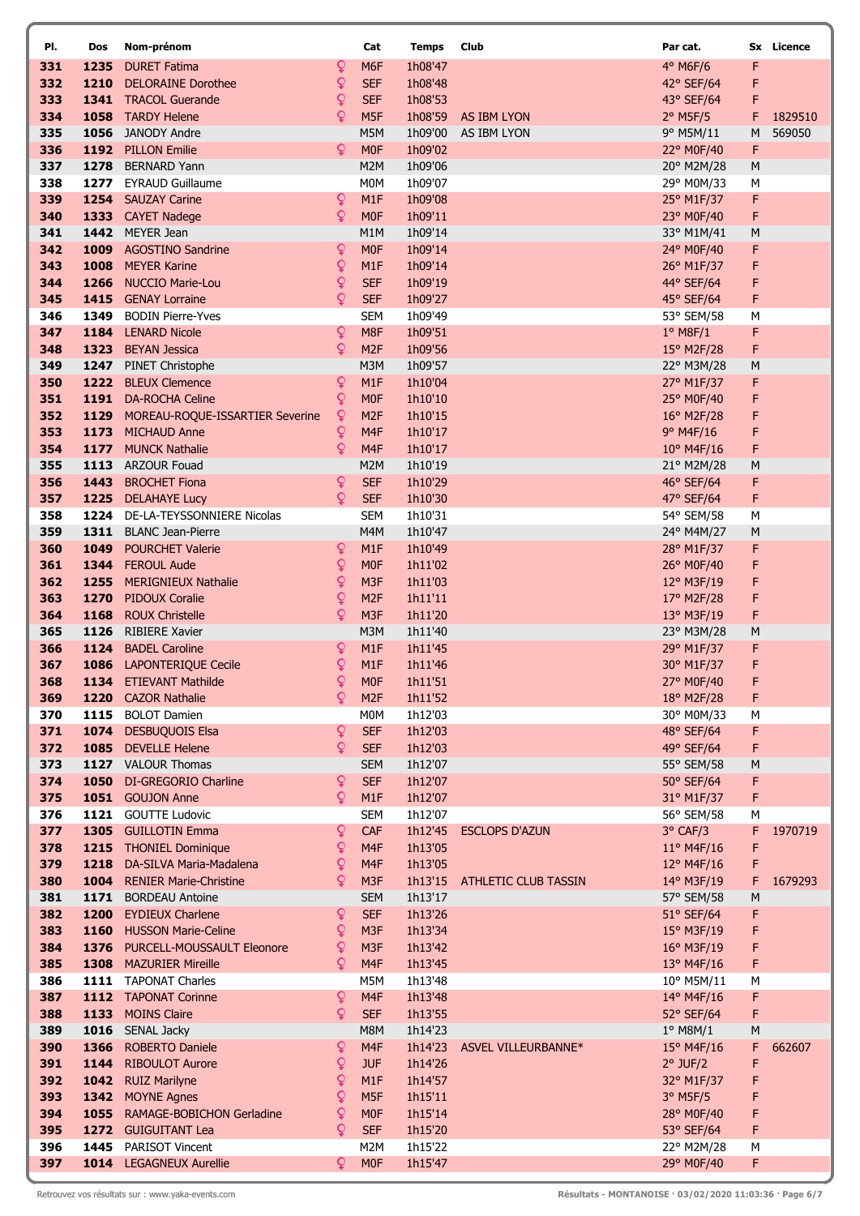| Pl. | Dos | Nom-prénom | | Cat | Temps | Club | Par cat. | Sx | Licence |
|---|---|---|---|---|---|---|---|---|---|
| 331 | 1235 | DURET Fatima | ♀ | M6F | 1h08'47 | | 4° M6F/6 | F | |
| 332 | 1210 | DELORAINE Dorothee | ♀ | SEF | 1h08'48 | | 42° SEF/64 | F | |
| 333 | 1341 | TRACOL Guerande | ♀ | SEF | 1h08'53 | | 43° SEF/64 | F | |
| 334 | 1058 | TARDY Helene | ♀ | M5F | 1h08'59 | AS IBM LYON | 2° M5F/5 | F | 1829510 |
| 335 | 1056 | JANODY Andre | | M5M | 1h09'00 | AS IBM LYON | 9° M5M/11 | M | 569050 |
| 336 | 1192 | PILLON Emilie | ♀ | M0F | 1h09'02 | | 22° M0F/40 | F | |
| 337 | 1278 | BERNARD Yann | | M2M | 1h09'06 | | 20° M2M/28 | M | |
| 338 | 1277 | EYRAUD Guillaume | | M0M | 1h09'07 | | 29° M0M/33 | M | |
| 339 | 1254 | SAUZAY Carine | ♀ | M1F | 1h09'08 | | 25° M1F/37 | F | |
| 340 | 1333 | CAYET Nadege | ♀ | M0F | 1h09'11 | | 23° M0F/40 | F | |
| 341 | 1442 | MEYER Jean | | M1M | 1h09'14 | | 33° M1M/41 | M | |
| 342 | 1009 | AGOSTINO Sandrine | ♀ | M0F | 1h09'14 | | 24° M0F/40 | F | |
| 343 | 1008 | MEYER Karine | ♀ | M1F | 1h09'14 | | 26° M1F/37 | F | |
| 344 | 1266 | NUCCIO Marie-Lou | ♀ | SEF | 1h09'19 | | 44° SEF/64 | F | |
| 345 | 1415 | GENAY Lorraine | ♀ | SEF | 1h09'27 | | 45° SEF/64 | F | |
| 346 | 1349 | BODIN Pierre-Yves | | SEM | 1h09'49 | | 53° SEM/58 | M | |
| 347 | 1184 | LENARD Nicole | ♀ | M8F | 1h09'51 | | 1° M8F/1 | F | |
| 348 | 1323 | BEYAN Jessica | ♀ | M2F | 1h09'56 | | 15° M2F/28 | F | |
| 349 | 1247 | PINET Christophe | | M3M | 1h09'57 | | 22° M3M/28 | M | |
| 350 | 1222 | BLEUX Clemence | ♀ | M1F | 1h10'04 | | 27° M1F/37 | F | |
| 351 | 1191 | DA-ROCHA Celine | ♀ | M0F | 1h10'10 | | 25° M0F/40 | F | |
| 352 | 1129 | MOREAU-ROQUE-ISSARTIER Severine | ♀ | M2F | 1h10'15 | | 16° M2F/28 | F | |
| 353 | 1173 | MICHAUD Anne | ♀ | M4F | 1h10'17 | | 9° M4F/16 | F | |
| 354 | 1177 | MUNCK Nathalie | ♀ | M4F | 1h10'17 | | 10° M4F/16 | F | |
| 355 | 1113 | ARZOUR Fouad | | M2M | 1h10'19 | | 21° M2M/28 | M | |
| 356 | 1443 | BROCHET Fiona | ♀ | SEF | 1h10'29 | | 46° SEF/64 | F | |
| 357 | 1225 | DELAHAYE Lucy | ♀ | SEF | 1h10'30 | | 47° SEF/64 | F | |
| 358 | 1224 | DE-LA-TEYSSONNIERE Nicolas | | SEM | 1h10'31 | | 54° SEM/58 | M | |
| 359 | 1311 | BLANC Jean-Pierre | | M4M | 1h10'47 | | 24° M4M/27 | M | |
| 360 | 1049 | POURCHET Valerie | ♀ | M1F | 1h10'49 | | 28° M1F/37 | F | |
| 361 | 1344 | FEROUL Aude | ♀ | M0F | 1h11'02 | | 26° M0F/40 | F | |
| 362 | 1255 | MERIGNIEUX Nathalie | ♀ | M3F | 1h11'03 | | 12° M3F/19 | F | |
| 363 | 1270 | PIDOUX Coralie | ♀ | M2F | 1h11'11 | | 17° M2F/28 | F | |
| 364 | 1168 | ROUX Christelle | ♀ | M3F | 1h11'20 | | 13° M3F/19 | F | |
| 365 | 1126 | RIBIERE Xavier | | M3M | 1h11'40 | | 23° M3M/28 | M | |
| 366 | 1124 | BADEL Caroline | ♀ | M1F | 1h11'45 | | 29° M1F/37 | F | |
| 367 | 1086 | LAPONTERIQUE Cecile | ♀ | M1F | 1h11'46 | | 30° M1F/37 | F | |
| 368 | 1134 | ETIEVANT Mathilde | ♀ | M0F | 1h11'51 | | 27° M0F/40 | F | |
| 369 | 1220 | CAZOR Nathalie | ♀ | M2F | 1h11'52 | | 18° M2F/28 | F | |
| 370 | 1115 | BOLOT Damien | | M0M | 1h12'03 | | 30° M0M/33 | M | |
| 371 | 1074 | DESBUQUOIS Elsa | ♀ | SEF | 1h12'03 | | 48° SEF/64 | F | |
| 372 | 1085 | DEVELLE Helene | ♀ | SEF | 1h12'03 | | 49° SEF/64 | F | |
| 373 | 1127 | VALOUR Thomas | | SEM | 1h12'07 | | 55° SEM/58 | M | |
| 374 | 1050 | DI-GREGORIO Charline | ♀ | SEF | 1h12'07 | | 50° SEF/64 | F | |
| 375 | 1051 | GOUJON Anne | ♀ | M1F | 1h12'07 | | 31° M1F/37 | F | |
| 376 | 1121 | GOUTTE Ludovic | | SEM | 1h12'07 | | 56° SEM/58 | M | |
| 377 | 1305 | GUILLOTIN Emma | ♀ | CAF | 1h12'45 | ESCLOPS D'AZUN | 3° CAF/3 | F | 1970719 |
| 378 | 1215 | THONIEL Dominique | ♀ | M4F | 1h13'05 | | 11° M4F/16 | F | |
| 379 | 1218 | DA-SILVA Maria-Madalena | ♀ | M4F | 1h13'05 | | 12° M4F/16 | F | |
| 380 | 1004 | RENIER Marie-Christine | ♀ | M3F | 1h13'15 | ATHLETIC CLUB TASSIN | 14° M3F/19 | F | 1679293 |
| 381 | 1171 | BORDEAU Antoine | | SEM | 1h13'17 | | 57° SEM/58 | M | |
| 382 | 1200 | EYDIEUX Charlene | ♀ | SEF | 1h13'26 | | 51° SEF/64 | F | |
| 383 | 1160 | HUSSON Marie-Celine | ♀ | M3F | 1h13'34 | | 15° M3F/19 | F | |
| 384 | 1376 | PURCELL-MOUSSAULT Eleonore | ♀ | M3F | 1h13'42 | | 16° M3F/19 | F | |
| 385 | 1308 | MAZURIER Mireille | ♀ | M4F | 1h13'45 | | 13° M4F/16 | F | |
| 386 | 1111 | TAPONAT Charles | | M5M | 1h13'48 | | 10° M5M/11 | M | |
| 387 | 1112 | TAPONAT Corinne | ♀ | M4F | 1h13'48 | | 14° M4F/16 | F | |
| 388 | 1133 | MOINS Claire | ♀ | SEF | 1h13'55 | | 52° SEF/64 | F | |
| 389 | 1016 | SENAL Jacky | | M8M | 1h14'23 | | 1° M8M/1 | M | |
| 390 | 1366 | ROBERTO Daniele | ♀ | M4F | 1h14'23 | ASVEL VILLEURBANNE* | 15° M4F/16 | F | 662607 |
| 391 | 1144 | RIBOULOT Aurore | ♀ | JUF | 1h14'26 | | 2° JUF/2 | F | |
| 392 | 1042 | RUIZ Marilyne | ♀ | M1F | 1h14'57 | | 32° M1F/37 | F | |
| 393 | 1342 | MOYNE Agnes | ♀ | M5F | 1h15'11 | | 3° M5F/5 | F | |
| 394 | 1055 | RAMAGE-BOBICHON Gerladine | ♀ | M0F | 1h15'14 | | 28° M0F/40 | F | |
| 395 | 1272 | GUIGUITANT Lea | ♀ | SEF | 1h15'20 | | 53° SEF/64 | F | |
| 396 | 1445 | PARISOT Vincent | | M2M | 1h15'22 | | 22° M2M/28 | M | |
| 397 | 1014 | LEGAGNEUX Aurellie | ♀ | M0F | 1h15'47 | | 29° M0F/40 | F | |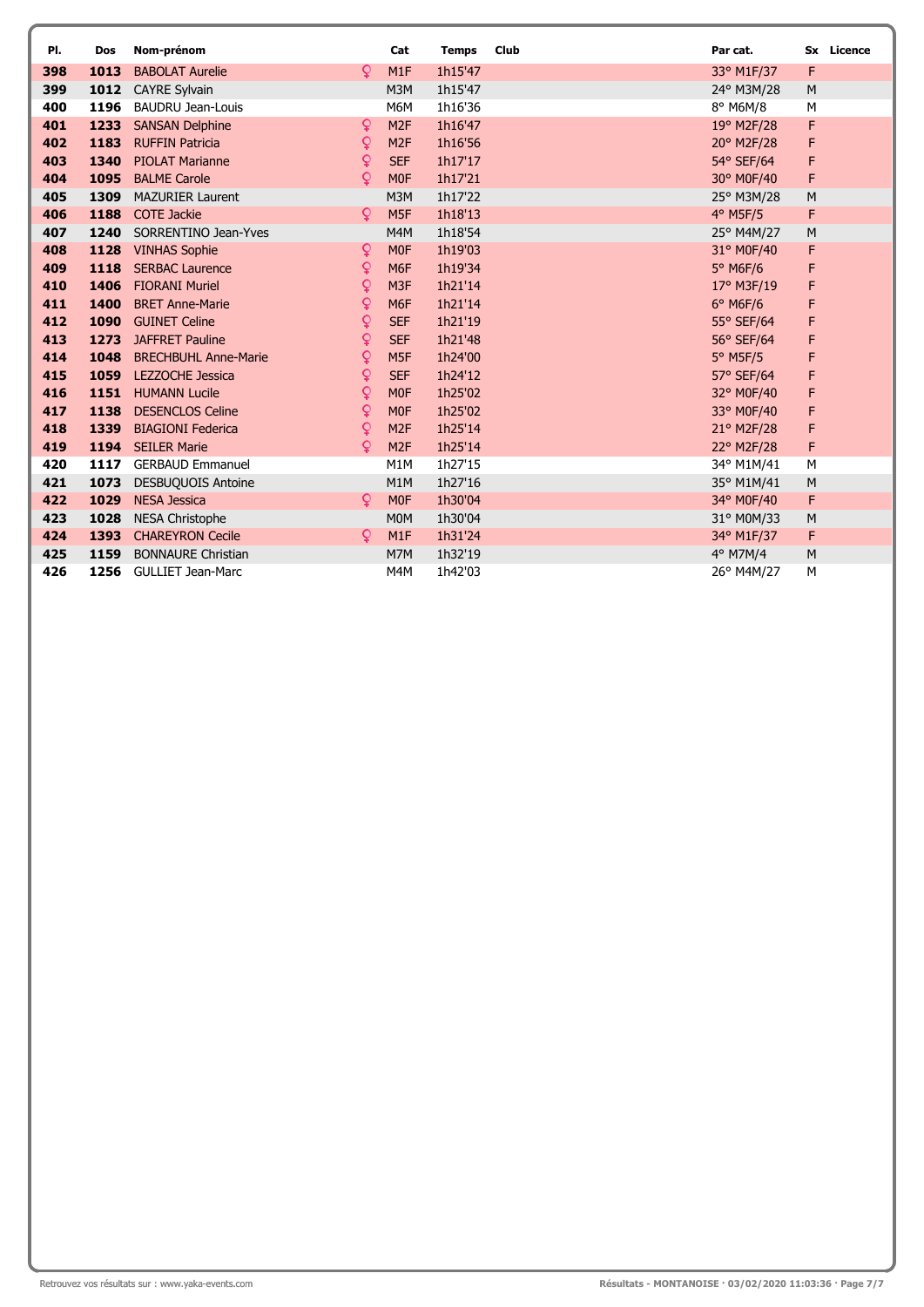| Pl. | Dos | Nom-prénom | | Cat | Temps | Club | Par cat. | Sx | Licence |
|---|---|---|---|---|---|---|---|---|---|
| 398 | 1013 | BABOLAT Aurelie | ♀ | M1F | 1h15'47 | | 33° M1F/37 | F | |
| 399 | 1012 | CAYRE Sylvain | | M3M | 1h15'47 | | 24° M3M/28 | M | |
| 400 | 1196 | BAUDRU Jean-Louis | | M6M | 1h16'36 | | 8° M6M/8 | M | |
| 401 | 1233 | SANSAN Delphine | ♀ | M2F | 1h16'47 | | 19° M2F/28 | F | |
| 402 | 1183 | RUFFIN Patricia | ♀ | M2F | 1h16'56 | | 20° M2F/28 | F | |
| 403 | 1340 | PIOLAT Marianne | ♀ | SEF | 1h17'17 | | 54° SEF/64 | F | |
| 404 | 1095 | BALME Carole | ♀ | M0F | 1h17'21 | | 30° M0F/40 | F | |
| 405 | 1309 | MAZURIER Laurent | | M3M | 1h17'22 | | 25° M3M/28 | M | |
| 406 | 1188 | COTE Jackie | ♀ | M5F | 1h18'13 | | 4° M5F/5 | F | |
| 407 | 1240 | SORRENTINO Jean-Yves | | M4M | 1h18'54 | | 25° M4M/27 | M | |
| 408 | 1128 | VINHAS Sophie | ♀ | M0F | 1h19'03 | | 31° M0F/40 | F | |
| 409 | 1118 | SERBAC Laurence | ♀ | M6F | 1h19'34 | | 5° M6F/6 | F | |
| 410 | 1406 | FIORANI Muriel | ♀ | M3F | 1h21'14 | | 17° M3F/19 | F | |
| 411 | 1400 | BRET Anne-Marie | ♀ | M6F | 1h21'14 | | 6° M6F/6 | F | |
| 412 | 1090 | GUINET Celine | ♀ | SEF | 1h21'19 | | 55° SEF/64 | F | |
| 413 | 1273 | JAFFRET Pauline | ♀ | SEF | 1h21'48 | | 56° SEF/64 | F | |
| 414 | 1048 | BRECHBUHL Anne-Marie | ♀ | M5F | 1h24'00 | | 5° M5F/5 | F | |
| 415 | 1059 | LEZZOCHE Jessica | ♀ | SEF | 1h24'12 | | 57° SEF/64 | F | |
| 416 | 1151 | HUMANN Lucile | ♀ | M0F | 1h25'02 | | 32° M0F/40 | F | |
| 417 | 1138 | DESENCLOS Celine | ♀ | M0F | 1h25'02 | | 33° M0F/40 | F | |
| 418 | 1339 | BIAGIONI Federica | ♀ | M2F | 1h25'14 | | 21° M2F/28 | F | |
| 419 | 1194 | SEILER Marie | ♀ | M2F | 1h25'14 | | 22° M2F/28 | F | |
| 420 | 1117 | GERBAUD Emmanuel | | M1M | 1h27'15 | | 34° M1M/41 | M | |
| 421 | 1073 | DESBUQUOIS Antoine | | M1M | 1h27'16 | | 35° M1M/41 | M | |
| 422 | 1029 | NESA Jessica | ♀ | M0F | 1h30'04 | | 34° M0F/40 | F | |
| 423 | 1028 | NESA Christophe | | M0M | 1h30'04 | | 31° M0M/33 | M | |
| 424 | 1393 | CHAREYRON Cecile | ♀ | M1F | 1h31'24 | | 34° M1F/37 | F | |
| 425 | 1159 | BONNAURE Christian | | M7M | 1h32'19 | | 4° M7M/4 | M | |
| 426 | 1256 | GULLIET Jean-Marc | | M4M | 1h42'03 | | 26° M4M/27 | M | |